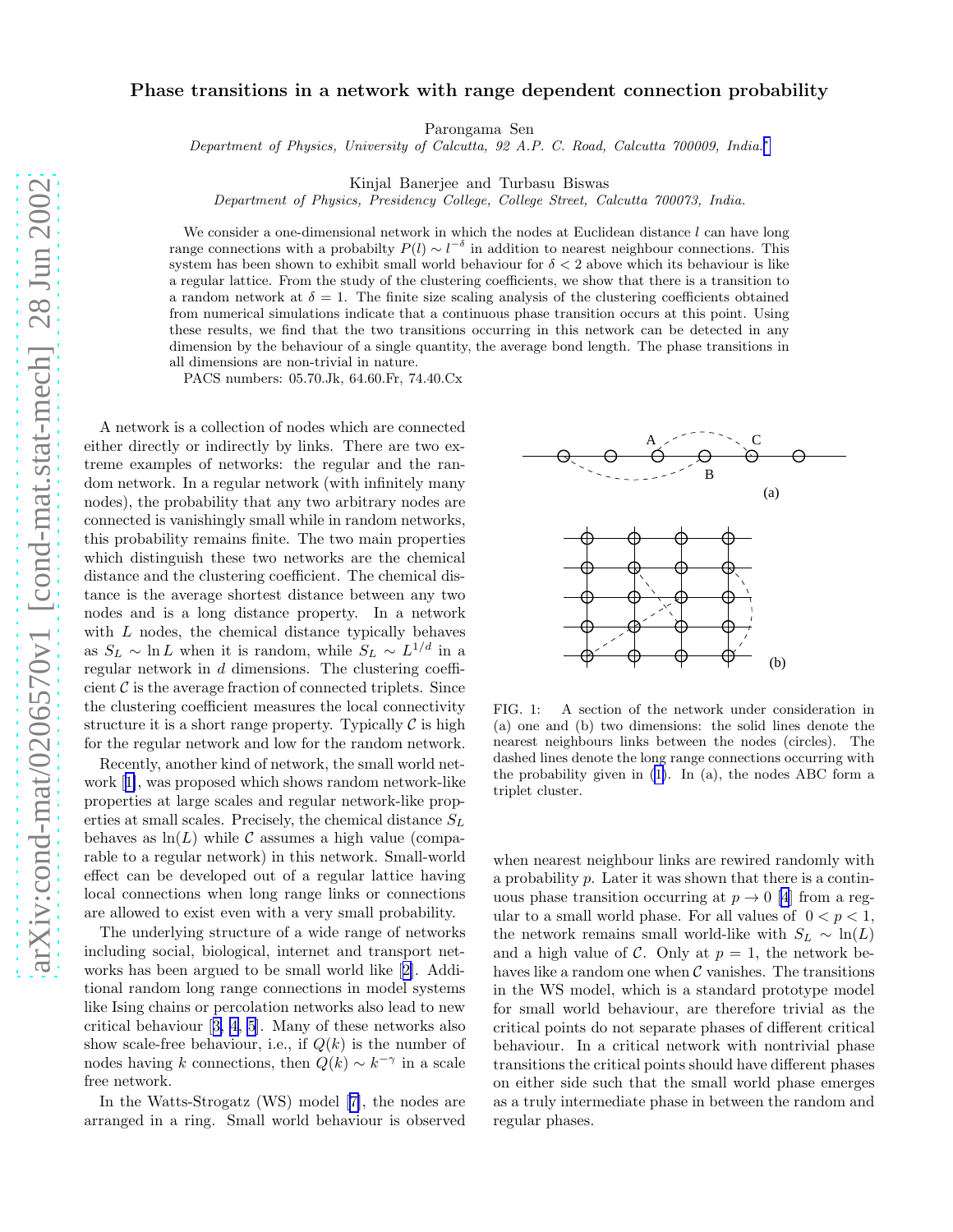# Phase transitions in a network with range dependent connection probability

Parongama Sen

*Department of Physics, University of Calcutta, 92 A.P. C. Road, Calcutta 700009, India.*[*]

Kinjal Banerjee and Turbasu Biswas

*Department of Physics, Presidency College, College Street, Calcutta 700073, India.*

We consider a one-dimensional network in which the nodes at Euclidean distance $l$ can have long range connections with a probabilty $P(l) \sim l^{-\delta}$ in addition to nearest neighbour connections. This system has been shown to exhibit small world behaviour for $\delta < 2$ above which its behaviour is like a regular lattice. From the study of the clustering coefficients, we show that there is a transition to a random network at $\delta = 1$. The finite size scaling analysis of the clustering coefficients obtained from numerical simulations indicate that a continuous phase transition occurs at this point. Using these results, we find that the two transitions occurring in this network can be detected in any dimension by the behaviour of a single quantity, the average bond length. The phase transitions in all dimensions are non-trivial in nature.

PACS numbers: 05.70.Jk, 64.60.Fr, 74.40.Cx

A network is a collection of nodes which are connected either directly or indirectly by links. There are two extreme examples of networks: the regular and the random network. In a regular network (with infinitely many nodes), the probability that any two arbitrary nodes are connected is vanishingly small while in random networks, this probability remains finite. The two main properties which distinguish these two networks are the chemical distance and the clustering coefficient. The chemical distance is the average shortest distance between any two nodes and is a long distance property. In a network with $L$ nodes, the chemical distance typically behaves as $S_L \sim \ln L$ when it is random, while $S_L \sim L^{1/d}$ in a regular network in $d$ dimensions. The clustering coefficient $\mathcal{C}$ is the average fraction of connected triplets. Since the clustering coefficient measures the local connectivity structure it is a short range property. Typically $\mathcal{C}$ is high for the regular network and low for the random network.

Recently, another kind of network, the small world network [1], was proposed which shows random network-like properties at large scales and regular network-like properties at small scales. Precisely, the chemical distance $S_L$ behaves as $\ln(L)$ while $\mathcal{C}$ assumes a high value (comparable to a regular network) in this network. Small-world effect can be developed out of a regular lattice having local connections when long range links or connections are allowed to exist even with a very small probability.

The underlying structure of a wide range of networks including social, biological, internet and transport networks has been argued to be small world like [2]. Additional random long range connections in model systems like Ising chains or percolation networks also lead to new critical behaviour [3, 4, 5]. Many of these networks also show scale-free behaviour, i.e., if $Q(k)$ is the number of nodes having $k$ connections, then $Q(k) \sim k^{-\gamma}$ in a scale free network.

In the Watts-Strogatz (WS) model [7], the nodes are arranged in a ring. Small world behaviour is observed

FIG. 1: A section of the network under consideration in (a) one and (b) two dimensions: the solid lines denote the nearest neighbours links between the nodes (circles). The dashed lines denote the long range connections occurring with the probability given in (1). In (a), the nodes ABC form a triplet cluster.

when nearest neighbour links are rewired randomly with a probability $p$. Later it was shown that there is a continuous phase transition occurring at $p \to 0$ [4] from a regular to a small world phase. For all values of $0 < p < 1$, the network remains small world-like with $S_L \sim \ln(L)$ and a high value of $\mathcal{C}$. Only at $p = 1$, the network behaves like a random one when $\mathcal{C}$ vanishes. The transitions in the WS model, which is a standard prototype model for small world behaviour, are therefore trivial as the critical points do not separate phases of different critical behaviour. In a critical network with nontrivial phase transitions the critical points should have different phases on either side such that the small world phase emerges as a truly intermediate phase in between the random and regular phases.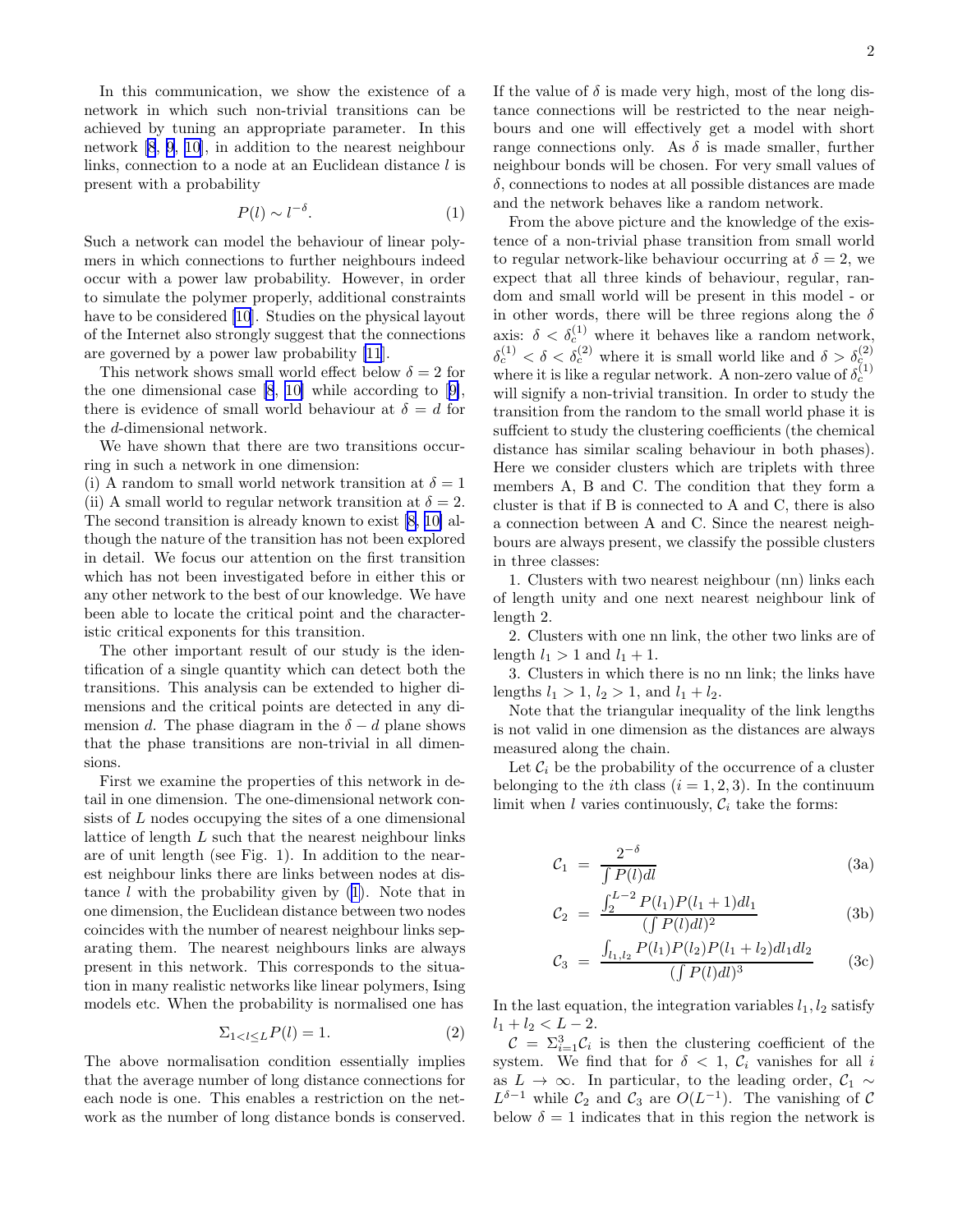In this communication, we show the existence of a network in which such non-trivial transitions can be achieved by tuning an appropriate parameter. In this network [8, 9, 10], in addition to the nearest neighbour links, connection to a node at an Euclidean distance $l$ is present with a probability

$$P(l) \sim l^{-\delta}. \tag{1}$$

Such a network can model the behaviour of linear polymers in which connections to further neighbours indeed occur with a power law probability. However, in order to simulate the polymer properly, additional constraints have to be considered [10]. Studies on the physical layout of the Internet also strongly suggest that the connections are governed by a power law probability [11].

This network shows small world effect below $\delta = 2$ for the one dimensional case [8, 10] while according to [9], there is evidence of small world behaviour at $\delta = d$ for the $d$-dimensional network.

We have shown that there are two transitions occurring in such a network in one dimension:
(i) A random to small world network transition at $\delta = 1$
(ii) A small world to regular network transition at $\delta = 2$.
The second transition is already known to exist [8, 10] although the nature of the transition has not been explored in detail. We focus our attention on the first transition which has not been investigated before in either this or any other network to the best of our knowledge. We have been able to locate the critical point and the characteristic critical exponents for this transition.

The other important result of our study is the identification of a single quantity which can detect both the transitions. This analysis can be extended to higher dimensions and the critical points are detected in any dimension $d$. The phase diagram in the $\delta - d$ plane shows that the phase transitions are non-trivial in all dimensions.

First we examine the properties of this network in detail in one dimension. The one-dimensional network consists of $L$ nodes occupying the sites of a one dimensional lattice of length $L$ such that the nearest neighbour links are of unit length (see Fig. 1). In addition to the nearest neighbour links there are links between nodes at distance $l$ with the probability given by (1). Note that in one dimension, the Euclidean distance between two nodes coincides with the number of nearest neighbour links separating them. The nearest neighbours links are always present in this network. This corresponds to the situation in many realistic networks like linear polymers, Ising models etc. When the probability is normalised one has

$$\Sigma_{1<l\leq L} P(l) = 1. \tag{2}$$

The above normalisation condition essentially implies that the average number of long distance connections for each node is one. This enables a restriction on the network as the number of long distance bonds is conserved. If the value of $\delta$ is made very high, most of the long distance connections will be restricted to the near neighbours and one will effectively get a model with short range connections only. As $\delta$ is made smaller, further neighbour bonds will be chosen. For very small values of $\delta$, connections to nodes at all possible distances are made and the network behaves like a random network.

From the above picture and the knowledge of the existence of a non-trivial phase transition from small world to regular network-like behaviour occurring at $\delta = 2$, we expect that all three kinds of behaviour, regular, random and small world will be present in this model - or in other words, there will be three regions along the $\delta$ axis: $\delta < \delta_c^{(1)}$ where it behaves like a random network, $\delta_c^{(1)} < \delta < \delta_c^{(2)}$ where it is small world like and $\delta > \delta_c^{(2)}$ where it is like a regular network. A non-zero value of $\delta_c^{(1)}$ will signify a non-trivial transition. In order to study the transition from the random to the small world phase it is suffcient to study the clustering coefficients (the chemical distance has similar scaling behaviour in both phases). Here we consider clusters which are triplets with three members A, B and C. The condition that they form a cluster is that if B is connected to A and C, there is also a connection between A and C. Since the nearest neighbours are always present, we classify the possible clusters in three classes:

1. Clusters with two nearest neighbour (nn) links each of length unity and one next nearest neighbour link of length 2.

2. Clusters with one nn link, the other two links are of length $l_1 > 1$ and $l_1 + 1$.

3. Clusters in which there is no nn link; the links have lengths $l_1 > 1$, $l_2 > 1$, and $l_1 + l_2$.

Note that the triangular inequality of the link lengths is not valid in one dimension as the distances are always measured along the chain.

Let $\mathcal{C}_i$ be the probability of the occurrence of a cluster belonging to the $i$th class ($i = 1, 2, 3$). In the continuum limit when $l$ varies continuously, $\mathcal{C}_i$ take the forms:

$$\mathcal{C}_1 = \frac{2^{-\delta}}{\int P(l)dl} \tag{3a}$$

$$\mathcal{C}_2 = \frac{\int_2^{L-2} P(l_1)P(l_1+1)dl_1}{(\int P(l)dl)^2} \tag{3b}$$

$$\mathcal{C}_3 = \frac{\int_{l_1,l_2} P(l_1)P(l_2)P(l_1+l_2)dl_1 dl_2}{(\int P(l)dl)^3} \tag{3c}$$

In the last equation, the integration variables $l_1, l_2$ satisfy $l_1 + l_2 < L - 2$.

$\mathcal{C} = \Sigma_{i=1}^{3} \mathcal{C}_i$ is then the clustering coefficient of the system. We find that for $\delta < 1$, $\mathcal{C}_i$ vanishes for all $i$ as $L \to \infty$. In particular, to the leading order, $\mathcal{C}_1 \sim L^{\delta-1}$ while $\mathcal{C}_2$ and $\mathcal{C}_3$ are $O(L^{-1})$. The vanishing of $\mathcal{C}$ below $\delta = 1$ indicates that in this region the network is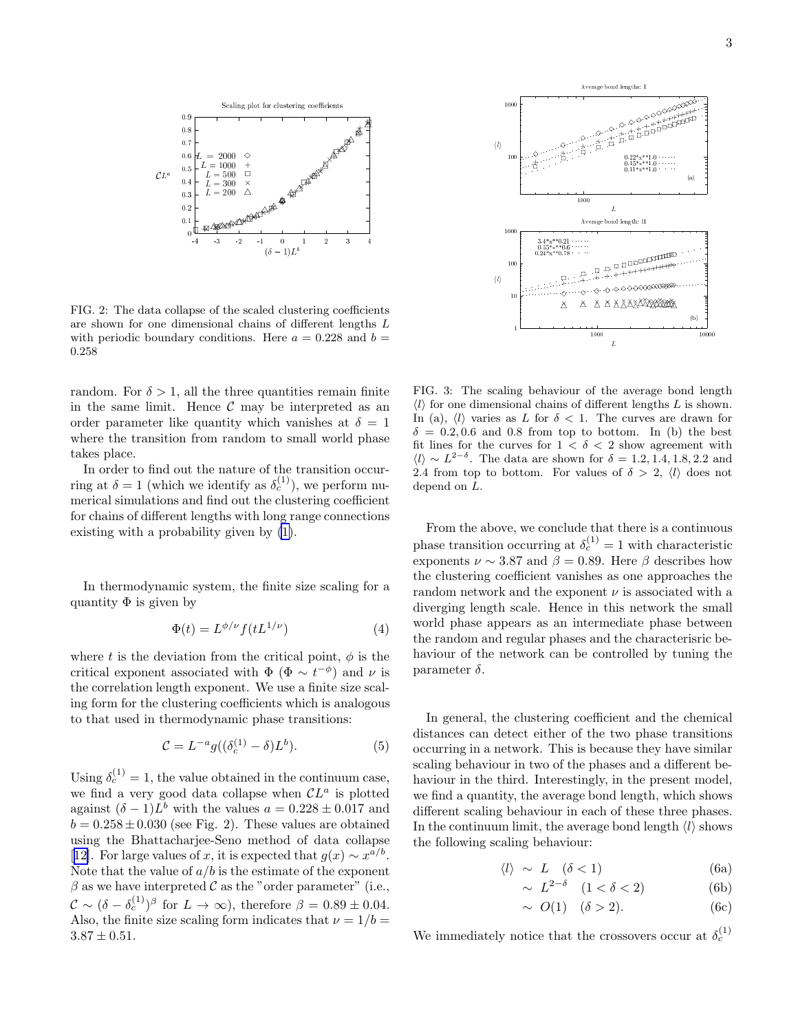FIG. 2: The data collapse of the scaled clustering coefficients are shown for one dimensional chains of different lengths $L$ with periodic boundary conditions. Here $a = 0.228$ and $b = 0.258$

random. For $\delta > 1$, all the three quantities remain finite in the same limit. Hence $\mathcal{C}$ may be interpreted as an order parameter like quantity which vanishes at $\delta = 1$ where the transition from random to small world phase takes place.

In order to find out the nature of the transition occurring at $\delta = 1$ (which we identify as $\delta_c^{(1)}$), we perform numerical simulations and find out the clustering coefficient for chains of different lengths with long range connections existing with a probability given by (1).

In thermodynamic system, the finite size scaling for a quantity $\Phi$ is given by

$$\Phi(t) = L^{\phi/\nu} f(tL^{1/\nu}) \tag{4}$$

where $t$ is the deviation from the critical point, $\phi$ is the critical exponent associated with $\Phi$ ($\Phi \sim t^{-\phi}$) and $\nu$ is the correlation length exponent. We use a finite size scaling form for the clustering coefficients which is analogous to that used in thermodynamic phase transitions:

$$\mathcal{C} = L^{-a} g((\delta_c^{(1)} - \delta)L^b). \tag{5}$$

Using $\delta_c^{(1)} = 1$, the value obtained in the continuum case, we find a very good data collapse when $\mathcal{C}L^a$ is plotted against $(\delta - 1)L^b$ with the values $a = 0.228 \pm 0.017$ and $b = 0.258 \pm 0.030$ (see Fig. 2). These values are obtained using the Bhattacharjee-Seno method of data collapse [12]. For large values of $x$, it is expected that $g(x) \sim x^{a/b}$. Note that the value of $a/b$ is the estimate of the exponent $\beta$ as we have interpreted $\mathcal{C}$ as the "order parameter" (i.e., $\mathcal{C} \sim (\delta - \delta_c^{(1)})^\beta$ for $L \to \infty$), therefore $\beta = 0.89 \pm 0.04$. Also, the finite size scaling form indicates that $\nu = 1/b = 3.87 \pm 0.51$.

FIG. 3: The scaling behaviour of the average bond length $\langle l \rangle$ for one dimensional chains of different lengths $L$ is shown. In (a), $\langle l \rangle$ varies as $L$ for $\delta < 1$. The curves are drawn for $\delta = 0.2, 0.6$ and $0.8$ from top to bottom. In (b) the best fit lines for the curves for $1 < \delta < 2$ show agreement with $\langle l \rangle \sim L^{2-\delta}$. The data are shown for $\delta = 1.2, 1.4, 1.8, 2.2$ and $2.4$ from top to bottom. For values of $\delta > 2$, $\langle l \rangle$ does not depend on $L$.

From the above, we conclude that there is a continuous phase transition occurring at $\delta_c^{(1)} = 1$ with characteristic exponents $\nu \sim 3.87$ and $\beta = 0.89$. Here $\beta$ describes how the clustering coefficient vanishes as one approaches the random network and the exponent $\nu$ is associated with a diverging length scale. Hence in this network the small world phase appears as an intermediate phase between the random and regular phases and the characterisric behaviour of the network can be controlled by tuning the parameter $\delta$.

In general, the clustering coefficient and the chemical distances can detect either of the two phase transitions occurring in a network. This is because they have similar scaling behaviour in two of the phases and a different behaviour in the third. Interestingly, in the present model, we find a quantity, the average bond length, which shows different scaling behaviour in each of these three phases. In the continuum limit, the average bond length $\langle l \rangle$ shows the following scaling behaviour:

$$\langle l \rangle \sim L \quad (\delta < 1) \tag{6a}$$

$$\sim L^{2-\delta} \quad (1 < \delta < 2) \tag{6b}$$

$$\sim O(1) \quad (\delta > 2). \tag{6c}$$

We immediately notice that the crossovers occur at $\delta_c^{(1)}$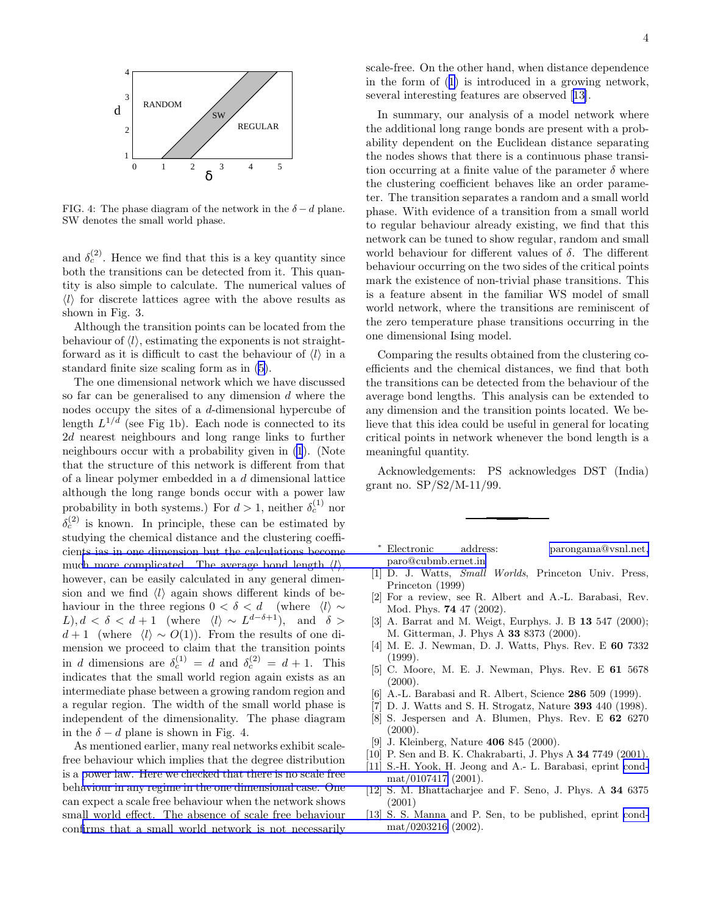4
3
d
2
1
RANDOM
SW
REGULAR
0 1 2 3 4 5
δ

FIG. 4: The phase diagram of the network in the $\delta - d$ plane. SW denotes the small world phase.

and $\delta_c^{(2)}$. Hence we find that this is a key quantity since both the transitions can be detected from it. This quantity is also simple to calculate. The numerical values of $\langle l \rangle$ for discrete lattices agree with the above results as shown in Fig. 3.

Although the transition points can be located from the behaviour of $\langle l \rangle$, estimating the exponents is not straightforward as it is difficult to cast the behaviour of $\langle l \rangle$ in a standard finite size scaling form as in (5).

The one dimensional network which we have discussed so far can be generalised to any dimension $d$ where the nodes occupy the sites of a $d$-dimensional hypercube of length $L^{1/d}$ (see Fig 1b). Each node is connected to its $2d$ nearest neighbours and long range links to further neighbours occur with a probability given in (1). (Note that the structure of this network is different from that of a linear polymer embedded in a $d$ dimensional lattice although the long range bonds occur with a power law probability in both systems.) For $d > 1$, neither $\delta_c^{(1)}$ nor $\delta_c^{(2)}$ is known. In principle, these can be estimated by studying the chemical distance and the clustering coefficients ias in one dimension but the calculations become much more complicated. The average bond length $\langle l \rangle$, however, can be easily calculated in any general dimension and we find $\langle l \rangle$ again shows different kinds of behaviour in the three regions $0 < \delta < d$ (where $\langle l \rangle \sim L$), $d < \delta < d+1$ (where $\langle l \rangle \sim L^{d-\delta+1}$), and $\delta > d+1$ (where $\langle l \rangle \sim O(1)$). From the results of one dimension we proceed to claim that the transition points in $d$ dimensions are $\delta_c^{(1)} = d$ and $\delta_c^{(2)} = d+1$. This indicates that the small world region again exists as an intermediate phase between a growing random region and a regular region. The width of the small world phase is independent of the dimensionality. The phase diagram in the $\delta - d$ plane is shown in Fig. 4.

As mentioned earlier, many real networks exhibit scale-free behaviour which implies that the degree distribution is a power law. Here we checked that there is no scale free behaviour in any regime in the one dimensional case. One can expect a scale free behaviour when the network shows small world effect. The absence of scale free behaviour confirms that a small world network is not necessarily scale-free. On the other hand, when distance dependence in the form of (1) is introduced in a growing network, several interesting features are observed [13].

In summary, our analysis of a model network where the additional long range bonds are present with a probability dependent on the Euclidean distance separating the nodes shows that there is a continuous phase transition occurring at a finite value of the parameter $\delta$ where the clustering coefficient behaves like an order parameter. The transition separates a random and a small world phase. With evidence of a transition from a small world to regular behaviour already existing, we find that this network can be tuned to show regular, random and small world behaviour for different values of $\delta$. The different behaviour occurring on the two sides of the critical points mark the existence of non-trivial phase transitions. This is a feature absent in the familiar WS model of small world network, where the transitions are reminiscent of the zero temperature phase transitions occurring in the one dimensional Ising model.

Comparing the results obtained from the clustering coefficients and the chemical distances, we find that both the transitions can be detected from the behaviour of the average bond lengths. This analysis can be extended to any dimension and the transition points located. We believe that this idea could be useful in general for locating critical points in network whenever the bond length is a meaningful quantity.

Acknowledgements: PS acknowledges DST (India) grant no. SP/S2/M-11/99.

---

[*] Electronic address: parongama@vsnl.net, paro@cubmb.ernet.in

[1] D. J. Watts, *Small Worlds*, Princeton Univ. Press, Princeton (1999)

[2] For a review, see R. Albert and A.-L. Barabasi, Rev. Mod. Phys. **74** 47 (2002).

[3] A. Barrat and M. Weigt, Eurphys. J. B **13** 547 (2000); M. Gitterman, J. Phys A **33** 8373 (2000).

[4] M. E. J. Newman, D. J. Watts, Phys. Rev. E **60** 7332 (1999).

[5] C. Moore, M. E. J. Newman, Phys. Rev. E **61** 5678 (2000).

[6] A.-L. Barabasi and R. Albert, Science **286** 509 (1999).

[7] D. J. Watts and S. H. Strogatz, Nature **393** 440 (1998).

[8] S. Jespersen and A. Blumen, Phys. Rev. E **62** 6270 (2000).

[9] J. Kleinberg, Nature **406** 845 (2000).

[10] P. Sen and B. K. Chakrabarti, J. Phys A **34** 7749 (2001).

[11] S.-H. Yook, H. Jeong and A.- L. Barabasi, eprint cond-mat/0107417 (2001).

[12] S. M. Bhattacharjee and F. Seno, J. Phys. A **34** 6375 (2001)

[13] S. S. Manna and P. Sen, to be published, eprint cond-mat/0203216 (2002).